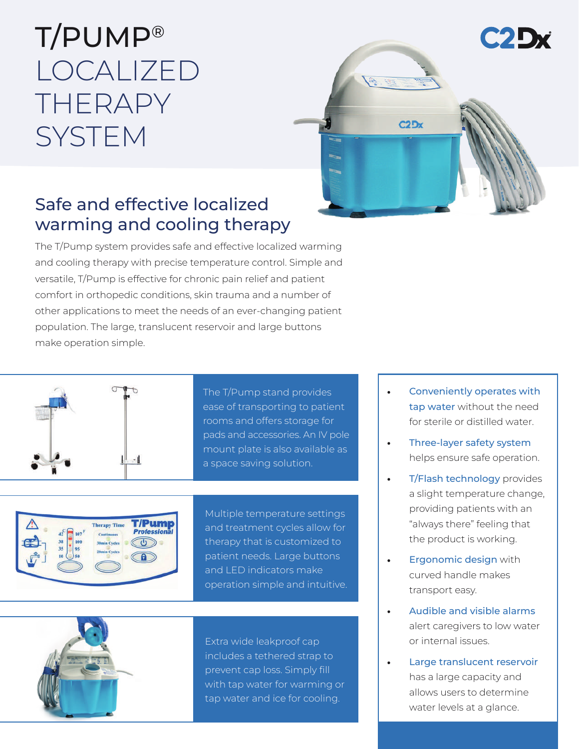# T/PUMP® LOCALIZED THERAPY SYSTEM

C2Dx

## Safe and effective localized warming and cooling therapy

The T/Pump system provides safe and effective localized warming and cooling therapy with precise temperature control. Simple and versatile, T/Pump is effective for chronic pain relief and patient comfort in orthopedic conditions, skin trauma and a number of other applications to meet the needs of an ever-changing patient population. The large, translucent reservoir and large buttons make operation simple.

The T/Pump stand provides ease of transporting to patient rooms and offers storage for pads and accessories. An IV pole mount plate is also available as a space saving solution.

Multiple temperature settings and treatment cycles allow for therapy that is customized to patient needs. Large buttons and LED indicators make operation simple and intuitive.

Extra wide leakproof cap includes a tethered strap to prevent cap loss. Simply fill with tap water for warming or tap water and ice for cooling.

- **Conveniently operates with tap water** without the need for sterile or distilled water.
- **Three-layer safety system** helps ensure safe operation.
- **T/Flash technology** provides a slight temperature change, providing patients with an "always there" feeling that the product is working.
- **Ergonomic design** with curved handle makes transport easy.
- **Audible and visible alarms** alert caregivers to low water or internal issues.
- **Large translucent reservoir** has a large capacity and allows users to determine water levels at a glance.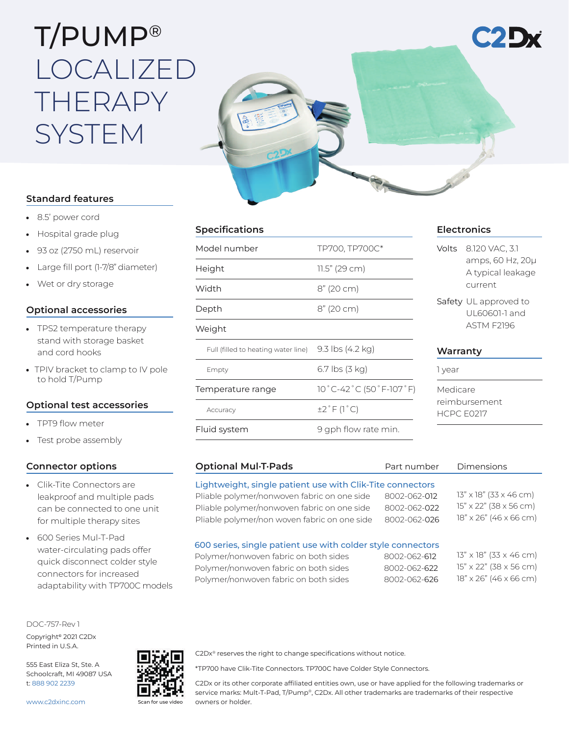# T/PUMP® LOCALIZED THERAPY SYSTEM

C2Dx

## Standard features

- 8.5' power cord
- Hospital grade plug
- 93 oz (2750 mL) reservoir
- Large fill port (1-7/8" diameter)
- Wet or dry storage

## Optional accessories

- TPS2 temperature therapy stand with storage basket and cord hooks
- TPIV bracket to clamp to IV pole to hold T/Pump

## Optional test accessories

- TPT9 flow meter
- Test probe assembly

## Connector options

- Clik-Tite Connectors are leakproof and multiple pads can be connected to one unit for multiple therapy sites
- 600 Series Mul-T-Pad water-circulating pads offer quick disconnect colder style connectors for increased adaptability with TP700C models

## Specifications

| | |
|---|---|
| Model number | TP700, TP700C* |
| Height | 11.5" (29 cm) |
| Width | 8" (20 cm) |
| Depth | 8" (20 cm) |
| Weight | |
| Full (filled to heating water line) | 9.3 lbs (4.2 kg) |
| Empty | 6.7 lbs (3 kg) |
| Temperature range | 10˚C-42˚C (50˚F-107˚F) |
| Accuracy | ±2˚F (1˚C) |
| Fluid system | 9 gph flow rate min. |

## Electronics

| | |
|---|---|
| Volts | 8.120 VAC, 3.1 amps, 60 Hz, 20μ A typical leakage current |
| Safety | UL approved to UL60601-1 and ASTM F2196 |

## Warranty

1 year

Medicare reimbursement HCPC E0217

## Optional Mul·T·Pads

| Optional Mul·T·Pads | Part number | Dimensions |
|---|---|---|
| **Lightweight, single patient use with Clik-Tite connectors** | | |
| Pliable polymer/nonwoven fabric on one side | 8002-062-012 | 13" x 18" (33 x 46 cm) |
| Pliable polymer/nonwoven fabric on one side | 8002-062-022 | 15" x 22" (38 x 56 cm) |
| Pliable polymer/non woven fabric on one side | 8002-062-026 | 18" x 26" (46 x 66 cm) |
| **600 series, single patient use with colder style connectors** | | |
| Polymer/nonwoven fabric on both sides | 8002-062-612 | 13" x 18" (33 x 46 cm) |
| Polymer/nonwoven fabric on both sides | 8002-062-622 | 15" x 22" (38 x 56 cm) |
| Polymer/nonwoven fabric on both sides | 8002-062-626 | 18" x 26" (46 x 66 cm) |

DOC-757-Rev 1

Copyright® 2021 C2Dx
Printed in U.S.A.

555 East Eliza St, Ste. A
Schoolcraft, MI 49087 USA
t: 888 902 2239

www.c2dxinc.com

Scan for use video

C2Dx® reserves the right to change specifications without notice.

*TP700 have Clik-Tite Connectors. TP700C have Colder Style Connectors.

C2Dx or its other corporate affiliated entities own, use or have applied for the following trademarks or service marks: Mult-T-Pad, T/Pump®, C2Dx. All other trademarks are trademarks of their respective owners or holder.